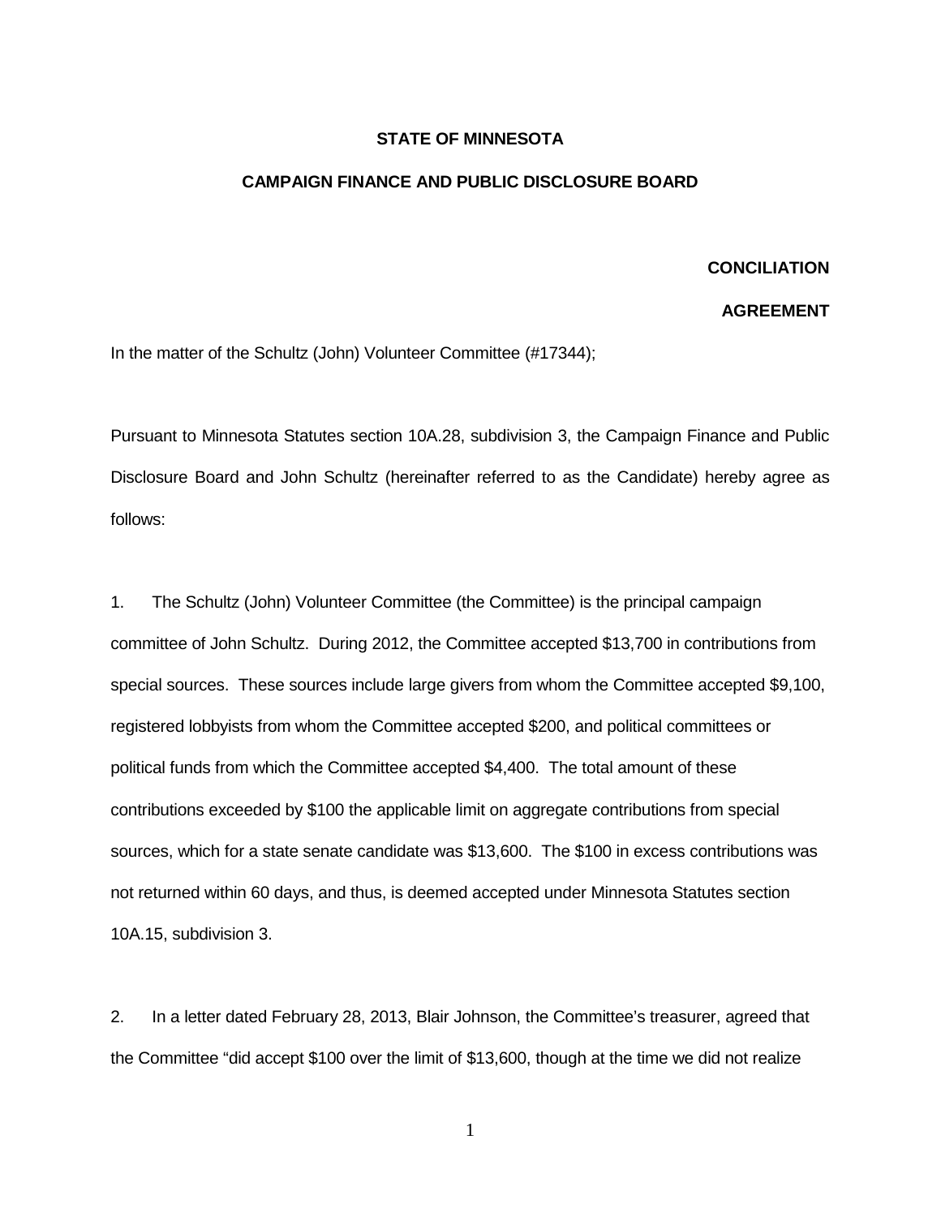**STATE OF MINNESOTA**

**CAMPAIGN FINANCE AND PUBLIC DISCLOSURE BOARD**

**CONCILIATION**

**AGREEMENT**

In the matter of the Schultz (John) Volunteer Committee (#17344);

Pursuant to Minnesota Statutes section 10A.28, subdivision 3, the Campaign Finance and Public Disclosure Board and John Schultz (hereinafter referred to as the Candidate) hereby agree as follows:

1. The Schultz (John) Volunteer Committee (the Committee) is the principal campaign committee of John Schultz. During 2012, the Committee accepted $13,700 in contributions from special sources. These sources include large givers from whom the Committee accepted $9,100, registered lobbyists from whom the Committee accepted $200, and political committees or political funds from which the Committee accepted $4,400. The total amount of these contributions exceeded by $100 the applicable limit on aggregate contributions from special sources, which for a state senate candidate was $13,600. The $100 in excess contributions was not returned within 60 days, and thus, is deemed accepted under Minnesota Statutes section 10A.15, subdivision 3.

2. In a letter dated February 28, 2013, Blair Johnson, the Committee's treasurer, agreed that the Committee "did accept $100 over the limit of $13,600, though at the time we did not realize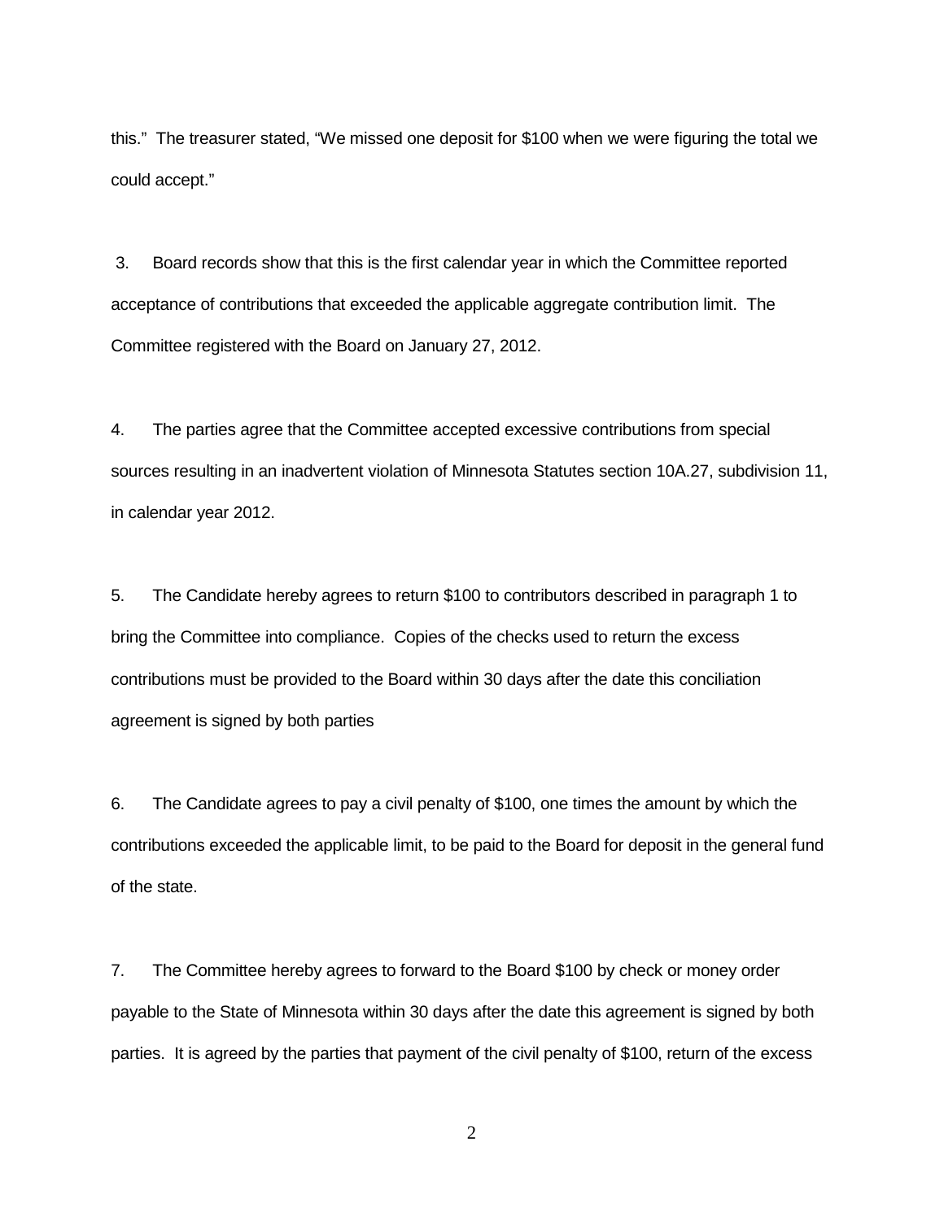this." The treasurer stated, "We missed one deposit for $100 when we were figuring the total we could accept."

3. Board records show that this is the first calendar year in which the Committee reported acceptance of contributions that exceeded the applicable aggregate contribution limit. The Committee registered with the Board on January 27, 2012.

4. The parties agree that the Committee accepted excessive contributions from special sources resulting in an inadvertent violation of Minnesota Statutes section 10A.27, subdivision 11, in calendar year 2012.

5. The Candidate hereby agrees to return $100 to contributors described in paragraph 1 to bring the Committee into compliance. Copies of the checks used to return the excess contributions must be provided to the Board within 30 days after the date this conciliation agreement is signed by both parties

6. The Candidate agrees to pay a civil penalty of $100, one times the amount by which the contributions exceeded the applicable limit, to be paid to the Board for deposit in the general fund of the state.

7. The Committee hereby agrees to forward to the Board $100 by check or money order payable to the State of Minnesota within 30 days after the date this agreement is signed by both parties. It is agreed by the parties that payment of the civil penalty of $100, return of the excess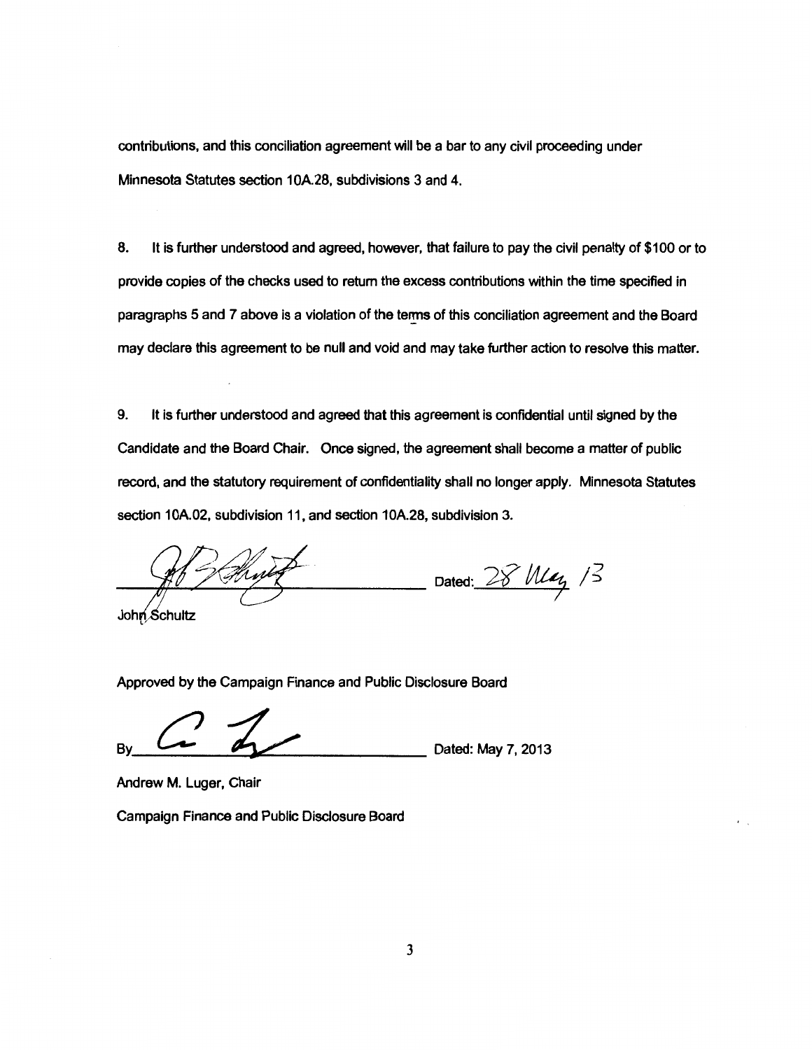contributions, and this conciliation agreement will be a bar to any civil proceeding under Minnesota Statutes section 10A.28, subdivisions 3 and 4.

8. It is further understood and agreed, however, that failure to pay the civil penalty of $100 or to provide copies of the checks used to return the excess contributions within the time specified in paragraphs 5 and 7 above is a violation of the terms of this conciliation agreement and the Board may declare this agreement to be null and void and may take further action to resolve this matter.

9. It is further understood and agreed that this agreement is confidential until signed by the Candidate and the Board Chair. Once signed, the agreement shall become a matter of public record, and the statutory requirement of confidentiality shall no longer apply. Minnesota Statutes section 10A.02, subdivision 11, and section 10A.28, subdivision 3.

_________________________ Dated: 28 May 13

John Schultz

Approved by the Campaign Finance and Public Disclosure Board

By_________________________ Dated: May 7, 2013

Andrew M. Luger, Chair

Campaign Finance and Public Disclosure Board